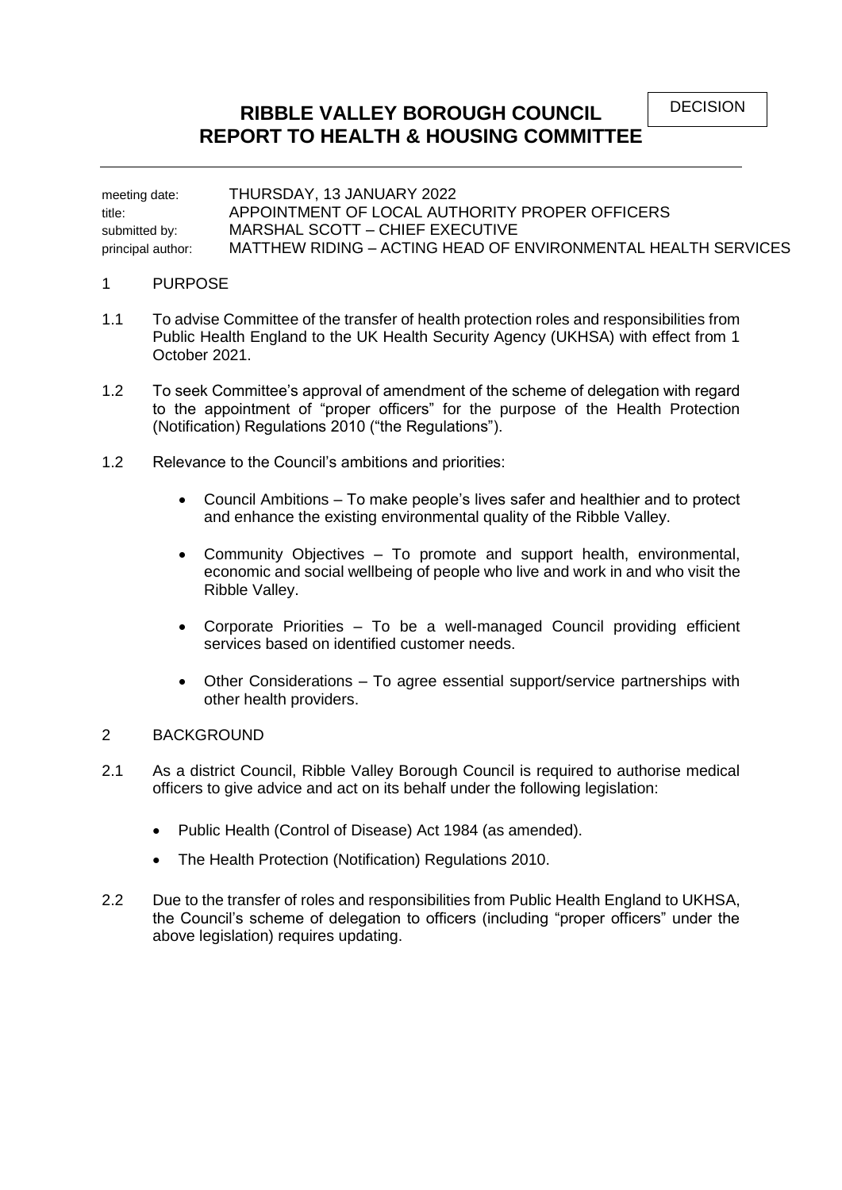DECISION

# RIBBLE VALLEY BOROUGH COUNCIL
# REPORT TO HEALTH & HOUSING COMMITTEE

| | |
|---|---|
| meeting date: | THURSDAY, 13 JANUARY 2022 |
| title: | APPOINTMENT OF LOCAL AUTHORITY PROPER OFFICERS |
| submitted by: | MARSHAL SCOTT – CHIEF EXECUTIVE |
| principal author: | MATTHEW RIDING – ACTING HEAD OF ENVIRONMENTAL HEALTH SERVICES |

## 1 PURPOSE

1.1 To advise Committee of the transfer of health protection roles and responsibilities from Public Health England to the UK Health Security Agency (UKHSA) with effect from 1 October 2021.

1.2 To seek Committee's approval of amendment of the scheme of delegation with regard to the appointment of "proper officers" for the purpose of the Health Protection (Notification) Regulations 2010 ("the Regulations").

1.2 Relevance to the Council's ambitions and priorities:

- Council Ambitions – To make people's lives safer and healthier and to protect and enhance the existing environmental quality of the Ribble Valley.
- Community Objectives – To promote and support health, environmental, economic and social wellbeing of people who live and work in and who visit the Ribble Valley.
- Corporate Priorities – To be a well-managed Council providing efficient services based on identified customer needs.
- Other Considerations – To agree essential support/service partnerships with other health providers.

## 2 BACKGROUND

2.1 As a district Council, Ribble Valley Borough Council is required to authorise medical officers to give advice and act on its behalf under the following legislation:

- Public Health (Control of Disease) Act 1984 (as amended).
- The Health Protection (Notification) Regulations 2010.

2.2 Due to the transfer of roles and responsibilities from Public Health England to UKHSA, the Council's scheme of delegation to officers (including "proper officers" under the above legislation) requires updating.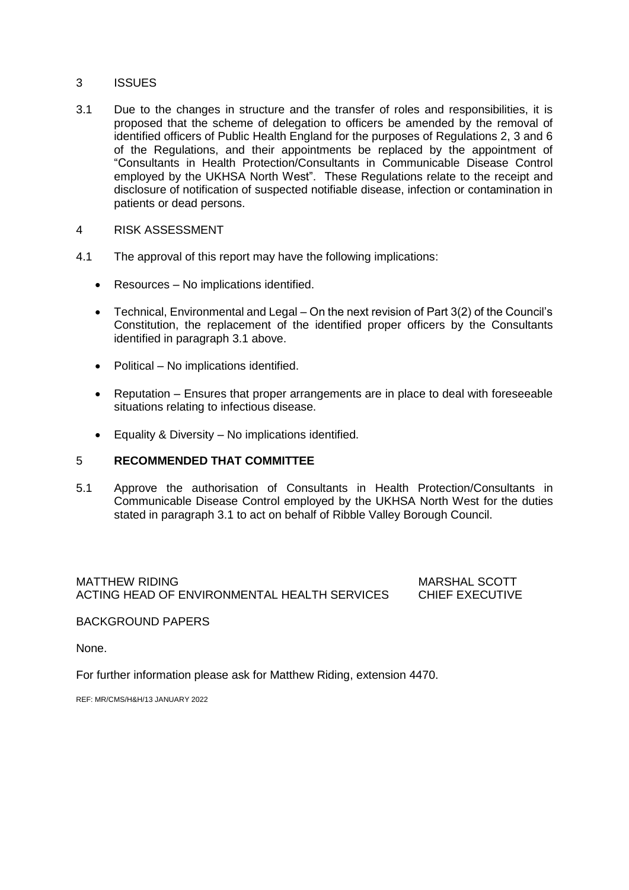## 3 ISSUES

3.1 Due to the changes in structure and the transfer of roles and responsibilities, it is proposed that the scheme of delegation to officers be amended by the removal of identified officers of Public Health England for the purposes of Regulations 2, 3 and 6 of the Regulations, and their appointments be replaced by the appointment of "Consultants in Health Protection/Consultants in Communicable Disease Control employed by the UKHSA North West". These Regulations relate to the receipt and disclosure of notification of suspected notifiable disease, infection or contamination in patients or dead persons.

## 4 RISK ASSESSMENT

4.1 The approval of this report may have the following implications:

- Resources – No implications identified.
- Technical, Environmental and Legal – On the next revision of Part 3(2) of the Council's Constitution, the replacement of the identified proper officers by the Consultants identified in paragraph 3.1 above.
- Political – No implications identified.
- Reputation – Ensures that proper arrangements are in place to deal with foreseeable situations relating to infectious disease.
- Equality & Diversity – No implications identified.

## 5 **RECOMMENDED THAT COMMITTEE**

5.1 Approve the authorisation of Consultants in Health Protection/Consultants in Communicable Disease Control employed by the UKHSA North West for the duties stated in paragraph 3.1 to act on behalf of Ribble Valley Borough Council.

MATTHEW RIDING
ACTING HEAD OF ENVIRONMENTAL HEALTH SERVICES

MARSHAL SCOTT
CHIEF EXECUTIVE

BACKGROUND PAPERS

None.

For further information please ask for Matthew Riding, extension 4470.

REF: MR/CMS/H&H/13 JANUARY 2022